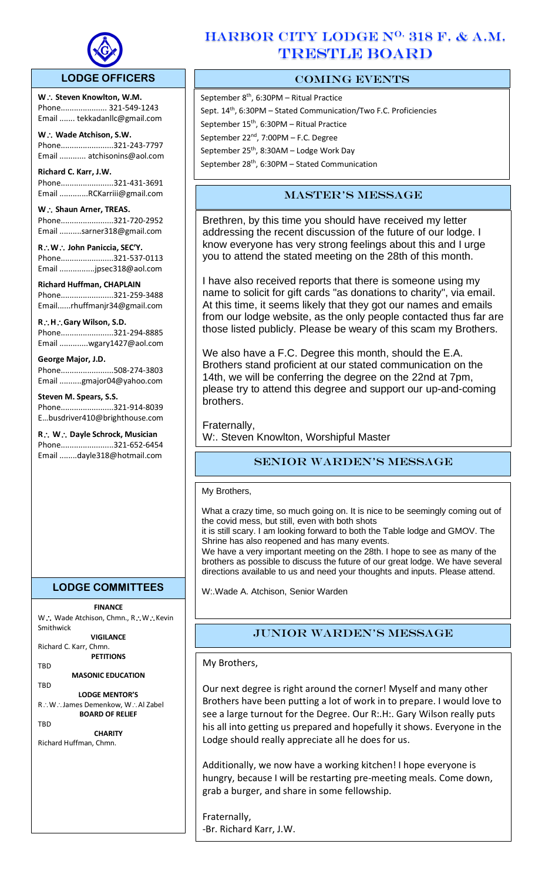# HARBOR CITY LODGE No. 318 F. & A.M. TRESTLE BOARD

## LODGE OFFICERS

**W∴ Steven Knowlton, W.M.**
Phone..................... 321-549-1243
Email ....... tekkadanllc@gmail.com

**W∴ Wade Atchison, S.W.**
Phone........................321-243-7797
Email ............ atchisonins@aol.com

**Richard C. Karr, J.W.**
Phone........................321-431-3691
Email .............RCKarriii@gmail.com

**W∴ Shaun Arner, TREAS.**
Phone........................321-720-2952
Email ..........sarner318@gmail.com

**R∴W∴ John Paniccia, SEC'Y.**
Phone........................321-537-0113
Email ................jpsec318@aol.com

**Richard Huffman, CHAPLAIN**
Phone........................321-259-3488
Email......rhuffmanjr34@gmail.com

**R∴H∴Gary Wilson, S.D.**
Phone........................321-294-8885
Email .............wgary1427@aol.com

**George Major, J.D.**
Phone........................508-274-3803
Email ..........gmajor04@yahoo.com

**Steven M. Spears, S.S.**
Phone........................321-914-8039
E...busdriver410@brighthouse.com

**R∴ W∴ Dayle Schrock, Musician**
Phone........................321-652-6454
Email ........dayle318@hotmail.com

## LODGE COMMITTEES

**FINANCE**
W∴ Wade Atchison, Chmn., R∴W∴Kevin Smithwick

**VIGILANCE**
Richard C. Karr, Chmn.

**PETITIONS**
TBD

**MASONIC EDUCATION**
TBD

**LODGE MENTOR'S**
R∴W∴James Demenkow, W∴Al Zabel

**BOARD OF RELIEF**
TBD

**CHARITY**
Richard Huffman, Chmn.

## COMING EVENTS

September 8th, 6:30PM – Ritual Practice
Sept. 14th, 6:30PM – Stated Communication/Two F.C. Proficiencies
September 15th, 6:30PM – Ritual Practice
September 22nd, 7:00PM – F.C. Degree
September 25th, 8:30AM – Lodge Work Day
September 28th, 6:30PM – Stated Communication

## MASTER'S MESSAGE

Brethren, by this time you should have received my letter addressing the recent discussion of the future of our lodge. I know everyone has very strong feelings about this and I urge you to attend the stated meeting on the 28th of this month.

I have also received reports that there is someone using my name to solicit for gift cards "as donations to charity", via email. At this time, it seems likely that they got our names and emails from our lodge website, as the only people contacted thus far are those listed publicly. Please be weary of this scam my Brothers.

We also have a F.C. Degree this month, should the E.A. Brothers stand proficient at our stated communication on the 14th, we will be conferring the degree on the 22nd at 7pm, please try to attend this degree and support our up-and-coming brothers.

Fraternally,
W:. Steven Knowlton, Worshipful Master

## SENIOR WARDEN'S MESSAGE

My Brothers,

What a crazy time, so much going on. It is nice to be seemingly coming out of the covid mess, but still, even with both shots
it is still scary. I am looking forward to both the Table lodge and GMOV. The Shrine has also reopened and has many events.
We have a very important meeting on the 28th. I hope to see as many of the brothers as possible to discuss the future of our great lodge. We have several directions available to us and need your thoughts and inputs. Please attend.

W:.Wade A. Atchison, Senior Warden

## JUNIOR WARDEN'S MESSAGE

My Brothers,

Our next degree is right around the corner! Myself and many other Brothers have been putting a lot of work in to prepare. I would love to see a large turnout for the Degree. Our R:.H:. Gary Wilson really puts his all into getting us prepared and hopefully it shows. Everyone in the Lodge should really appreciate all he does for us.

Additionally, we now have a working kitchen! I hope everyone is hungry, because I will be restarting pre-meeting meals. Come down, grab a burger, and share in some fellowship.

Fraternally,
-Br. Richard Karr, J.W.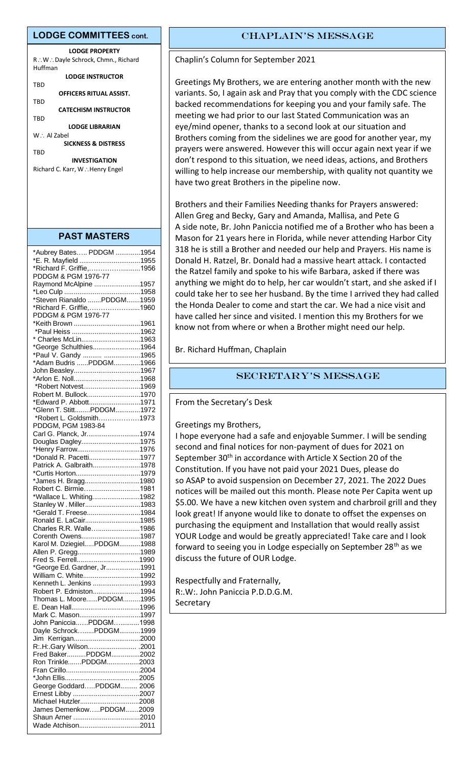## LODGE COMMITTEES cont.

**LODGE PROPERTY**

R∴W∴ Dayle Schrock, Chmn., Richard Huffman

**LODGE INSTRUCTOR**

TBD

**OFFICERS RITUAL ASSIST.**

TBD

**CATECHISM INSTRUCTOR**

TBD

**LODGE LIBRARIAN**

W∴ Al Zabel

**SICKNESS & DISTRESS**

TBD

**INVESTIGATION**

Richard C. Karr, W∴Henry Engel

## PAST MASTERS

*Aubrey Bates….. PDDGM .............1954
*E. R. Mayfield ................................1955
*Richard F. Griffie,…………….........1956
PDDGM & PGM 1976-77
Raymond McAlpine ........................1957
*Leo Culp .........................................1958
*Steven Rianaldo .......PDDGM.......1959
*Richard F. Griffie,………………......1960
PDDGM & PGM 1976-77
*Keith Brown ...................................1961
*Paul Heiss ....................................1962
* Charles McLin..............................1963
*George Schulthies.........................1964
*Paul V. Gandy .......... ...................1965
*Adam Budris ......PDDGM..............1966
John Beasley...................................1967
*Arlon E. Noll...................................1968
*Robert Notvest..............................1969
Robert M. Bullock............................1970
*Edward P. Abbott...........................1971
*Glenn T. Stitt........PDDGM.............1972
*Robert L. Goldsmith………………1973
PDDGM, PGM 1983-84
Carl G. Planck, Jr............................1974
Douglas Dagley...............................1975
*Henry Farrow..................................1976
*Donald R. Pacetti...........................1977
Patrick A. Galbraith.........................1978
*Curtis Horton..................................1979
*James H. Bragg.............................1980
Robert C. Birmie.............................1981
*Wallace L. Whiting.........................1982
Stanley W . Miller.............................1983
*Gerald T. Freese............................1984
Ronald E. LaCair.............................1985
Charles R.R. Walle..........................1986
Corenth Owens................................1987
Karol M. Dziegiel.....PDDGM...........1988
Allen P. Gregg.................................1989
Fred S. Ferrell.................................1990
*George Ed. Gardner, Jr..................1991
William C. White..............................1992
Kenneth L. Jenkins .........................1993
Robert P. Edmiston.........................1994
Thomas L. Moore......PDDGM.........1995
E. Dean Hall....................................1996
Mark C. Mason................................1997
John Paniccia..…PDDGM…..........1998
Dayle Schrock……..PDDGM...........1999
Jim Kerrigan...................................2000
R:.H:.Gary Wilson…...................... .2001
Fred Baker..........PDDGM...............2002
Ron Trinkle.......PDDGM.................2003
Fran Cirillo.......................................2004
*John Ellis.......................................2005
George Goddard…..PDDGM......... 2006
Ernest Libby ...................................2007
Michael Hutzler................................2008
James Demenkow…..PDDGM.......2009
Shaun Arner ...................................2010
Wade Atchison................................2011

## CHAPLAIN'S MESSAGE

Chaplin's Column for September 2021

Greetings My Brothers, we are entering another month with the new variants. So, I again ask and Pray that you comply with the CDC science backed recommendations for keeping you and your family safe. The meeting we had prior to our last Stated Communication was an eye/mind opener, thanks to a second look at our situation and Brothers coming from the sidelines we are good for another year, my prayers were answered. However this will occur again next year if we don't respond to this situation, we need ideas, actions, and Brothers willing to help increase our membership, with quality not quantity we have two great Brothers in the pipeline now.

Brothers and their Families Needing thanks for Prayers answered: Allen Greg and Becky, Gary and Amanda, Mallisa, and Pete G
A side note, Br. John Paniccia notified me of a Brother who has been a Mason for 21 years here in Florida, while never attending Harbor City 318 he is still a Brother and needed our help and Prayers. His name is Donald H. Ratzel, Br. Donald had a massive heart attack. I contacted the Ratzel family and spoke to his wife Barbara, asked if there was anything we might do to help, her car wouldn't start, and she asked if I could take her to see her husband. By the time I arrived they had called the Honda Dealer to come and start the car. We had a nice visit and have called her since and visited. I mention this my Brothers for we know not from where or when a Brother might need our help.

Br. Richard Huffman, Chaplain

## SECRETARY'S MESSAGE

From the Secretary's Desk

Greetings my Brothers,

I hope everyone had a safe and enjoyable Summer. I will be sending second and final notices for non-payment of dues for 2021 on September 30th in accordance with Article X Section 20 of the Constitution. If you have not paid your 2021 Dues, please do so ASAP to avoid suspension on December 27, 2021. The 2022 Dues notices will be mailed out this month. Please note Per Capita went up $5.00. We have a new kitchen oven system and charbroil grill and they look great! If anyone would like to donate to offset the expenses on purchasing the equipment and Installation that would really assist YOUR Lodge and would be greatly appreciated! Take care and I look forward to seeing you in Lodge especially on September 28th as we discuss the future of OUR Lodge.

Respectfully and Fraternally,
R:.W:. John Paniccia P.D.D.G.M.
Secretary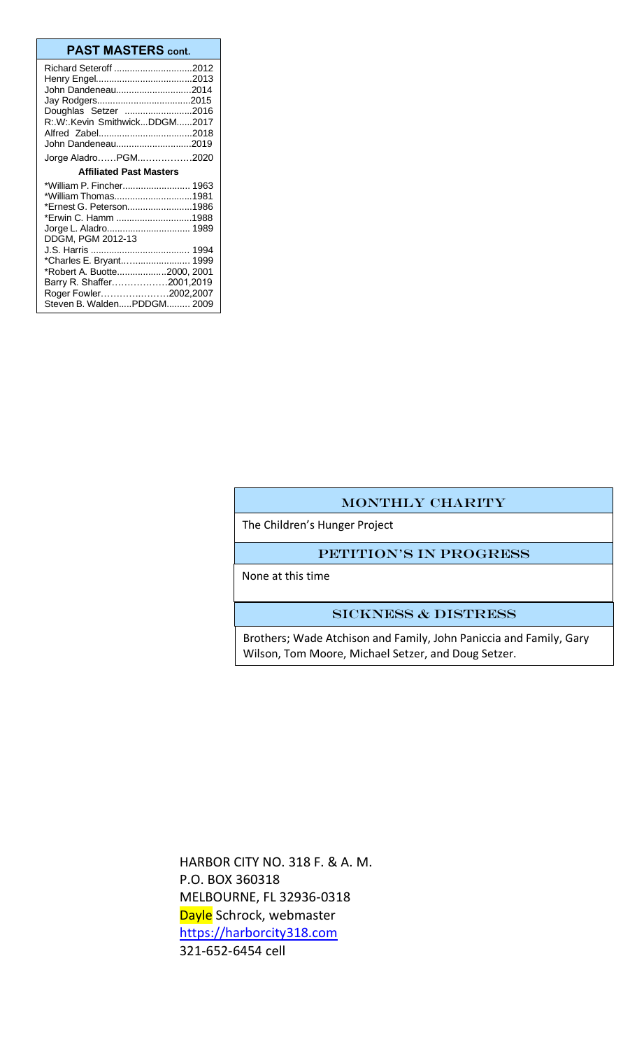## PAST MASTERS cont.

Richard Seteroff ..............................2012
Henry Engel.....................................2013
John Dandeneau.............................2014
Jay Rodgers....................................2015
Doughlas Setzer ..........................2016
R:.W:.Kevin Smithwick...DDGM......2017
Alfred Zabel....................................2018
John Dandeneau.............................2019
Jorge Aladro……PGM..…………….2020

### Affiliated Past Masters

*William P. Fincher.......................... 1963
*William Thomas..............................1981
*Ernest G. Peterson.........................1986
*Erwin C. Hamm .............................1988
Jorge L. Aladro................................ 1989
DDGM, PGM 2012-13
J.S. Harris ...................................... 1994
*Charles E. Bryant…...................... 1999
*Robert A. Buotte...................2000, 2001
Barry R. Shaffer………………2001,2019
Roger Fowler…………………2002,2007
Steven B. Walden.....PDDGM......... 2009

## MONTHLY CHARITY

The Children's Hunger Project

## PETITION'S IN PROGRESS

None at this time

## SICKNESS & DISTRESS

Brothers; Wade Atchison and Family, John Paniccia and Family, Gary Wilson, Tom Moore, Michael Setzer, and Doug Setzer.

HARBOR CITY NO. 318 F. & A. M.
P.O. BOX 360318
MELBOURNE, FL 32936-0318
Dayle Schrock, webmaster
https://harborcity318.com
321-652-6454 cell